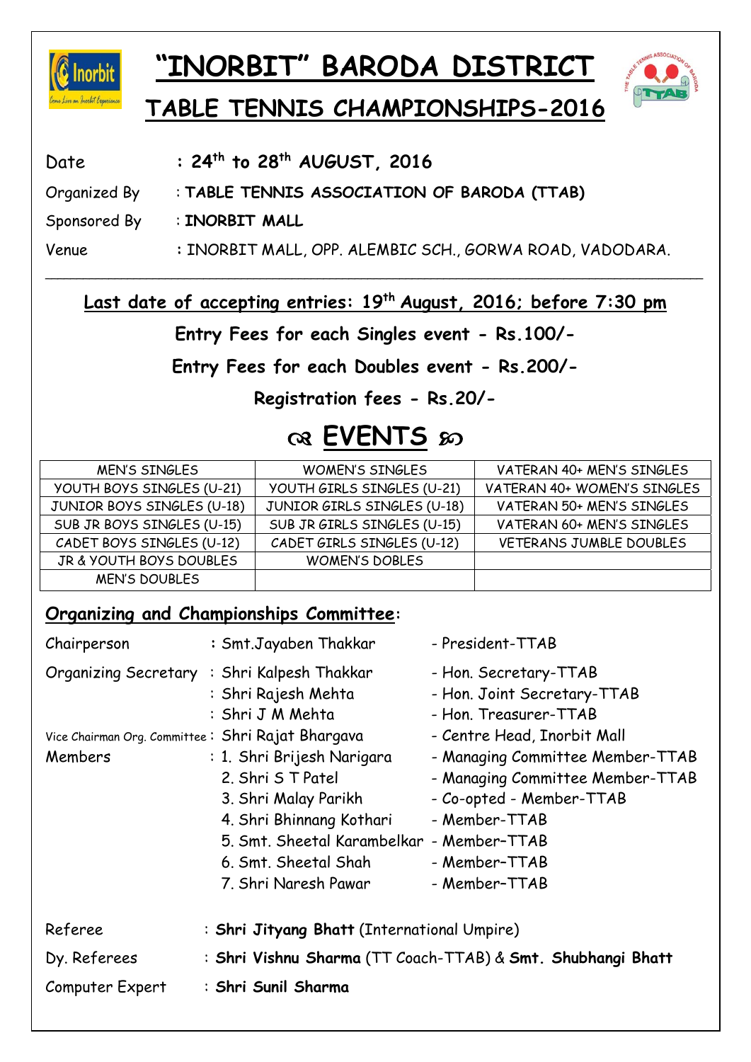# "INORBIT" BARODA DISTRICT

## TABLE TENNIS CHAMPIONSHIPS-2016

Date : **24th to 28th AUGUST, 2016**

Organized By : **TABLE TENNIS ASSOCIATION OF BARODA (TTAB)**

Sponsored By : **INORBIT MALL**

Venue : INORBIT MALL, OPP. ALEMBIC SCH., GORWA ROAD, VADODARA.

---

**Last date of accepting entries: 19th August, 2016; before 7:30 pm**

**Entry Fees for each Singles event - Rs.100/-**

**Entry Fees for each Doubles event - Rs.200/-**

**Registration fees - Rs.20/-**

## EVENTS

| | | |
|---|---|---|
| MEN'S SINGLES | WOMEN'S SINGLES | VATERAN 40+ MEN'S SINGLES |
| YOUTH BOYS SINGLES (U-21) | YOUTH GIRLS SINGLES (U-21) | VATERAN 40+ WOMEN'S SINGLES |
| JUNIOR BOYS SINGLES (U-18) | JUNIOR GIRLS SINGLES (U-18) | VATERAN 50+ MEN'S SINGLES |
| SUB JR BOYS SINGLES (U-15) | SUB JR GIRLS SINGLES (U-15) | VATERAN 60+ MEN'S SINGLES |
| CADET BOYS SINGLES (U-12) | CADET GIRLS SINGLES (U-12) | VETERANS JUMBLE DOUBLES |
| JR & YOUTH BOYS DOUBLES | WOMEN'S DOBLES | |
| MEN'S DOUBLES | | |

## Organizing and Championships Committee:

Chairperson : Smt.Jayaben Thakkar - President-TTAB

Organizing Secretary : Shri Kalpesh Thakkar - Hon. Secretary-TTAB
: Shri Rajesh Mehta - Hon. Joint Secretary-TTAB
: Shri J M Mehta - Hon. Treasurer-TTAB

Vice Chairman Org. Committee : Shri Rajat Bhargava - Centre Head, Inorbit Mall

Members :
1. Shri Brijesh Narigara - Managing Committee Member-TTAB
2. Shri S T Patel - Managing Committee Member-TTAB
3. Shri Malay Parikh - Co-opted - Member-TTAB
4. Shri Bhinnang Kothari - Member-TTAB
5. Smt. Sheetal Karambelkar - Member–TTAB
6. Smt. Sheetal Shah - Member–TTAB
7. Shri Naresh Pawar - Member–TTAB

Referee : **Shri Jityang Bhatt** (International Umpire)

Dy. Referees : **Shri Vishnu Sharma** (TT Coach-TTAB) & **Smt. Shubhangi Bhatt**

Computer Expert : **Shri Sunil Sharma**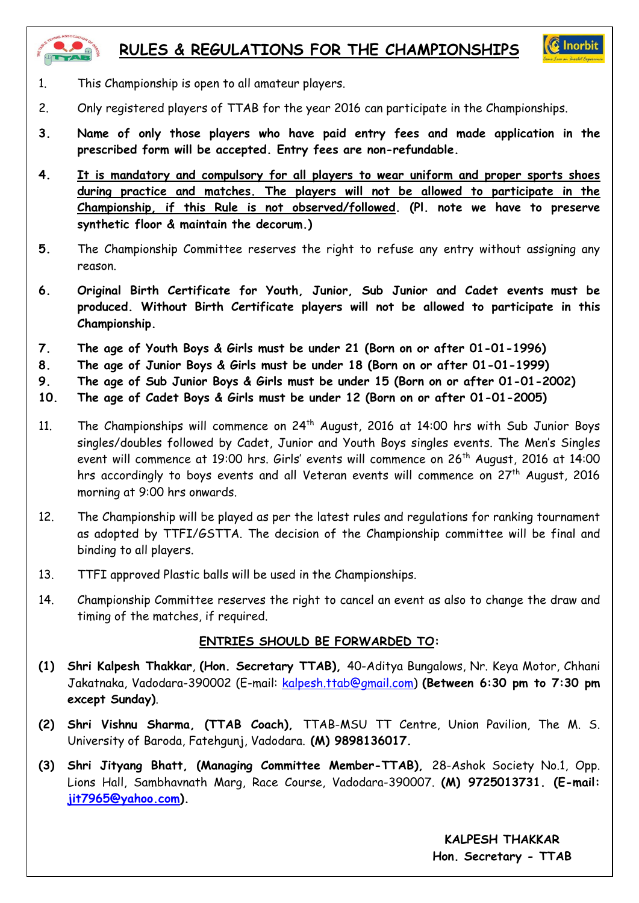# RULES & REGULATIONS FOR THE CHAMPIONSHIPS

1. This Championship is open to all amateur players.
2. Only registered players of TTAB for the year 2016 can participate in the Championships.
3. **Name of only those players who have paid entry fees and made application in the prescribed form will be accepted. Entry fees are non-refundable.**
4. **<u>It is mandatory and compulsory for all players to wear uniform and proper sports shoes during practice and matches. The players will not be allowed to participate in the Championship, if this Rule is not observed/followed</u>. (Pl. note we have to preserve synthetic floor & maintain the decorum.)**
5. The Championship Committee reserves the right to refuse any entry without assigning any reason.
6. **Original Birth Certificate for Youth, Junior, Sub Junior and Cadet events must be produced. Without Birth Certificate players will not be allowed to participate in this Championship.**
7. **The age of Youth Boys & Girls must be under 21 (Born on or after 01-01-1996)**
8. **The age of Junior Boys & Girls must be under 18 (Born on or after 01-01-1999)**
9. **The age of Sub Junior Boys & Girls must be under 15 (Born on or after 01-01-2002)**
10. **The age of Cadet Boys & Girls must be under 12 (Born on or after 01-01-2005)**
11. The Championships will commence on 24th August, 2016 at 14:00 hrs with Sub Junior Boys singles/doubles followed by Cadet, Junior and Youth Boys singles events. The Men's Singles event will commence at 19:00 hrs. Girls' events will commence on 26th August, 2016 at 14:00 hrs accordingly to boys events and all Veteran events will commence on 27th August, 2016 morning at 9:00 hrs onwards.
12. The Championship will be played as per the latest rules and regulations for ranking tournament as adopted by TTFI/GSTTA. The decision of the Championship committee will be final and binding to all players.
13. TTFI approved Plastic balls will be used in the Championships.
14. Championship Committee reserves the right to cancel an event as also to change the draw and timing of the matches, if required.

## <u>ENTRIES SHOULD BE FORWARDED TO</u>:

**(1)** **Shri Kalpesh Thakkar, (Hon. Secretary TTAB),** 40-Aditya Bungalows, Nr. Keya Motor, Chhani Jakatnaka, Vadodara-390002 (E-mail: kalpesh.ttab@gmail.com) **(Between 6:30 pm to 7:30 pm except Sunday)**.

**(2)** **Shri Vishnu Sharma, (TTAB Coach),** TTAB-MSU TT Centre, Union Pavilion, The M. S. University of Baroda, Fatehgunj, Vadodara. **(M) 9898136017.**

**(3)** **Shri Jityang Bhatt, (Managing Committee Member-TTAB),** 28-Ashok Society No.1, Opp. Lions Hall, Sambhavnath Marg, Race Course, Vadodara-390007. **(M) 9725013731. (E-mail: jit7965@yahoo.com).**

**KALPESH THAKKAR**
**Hon. Secretary - TTAB**